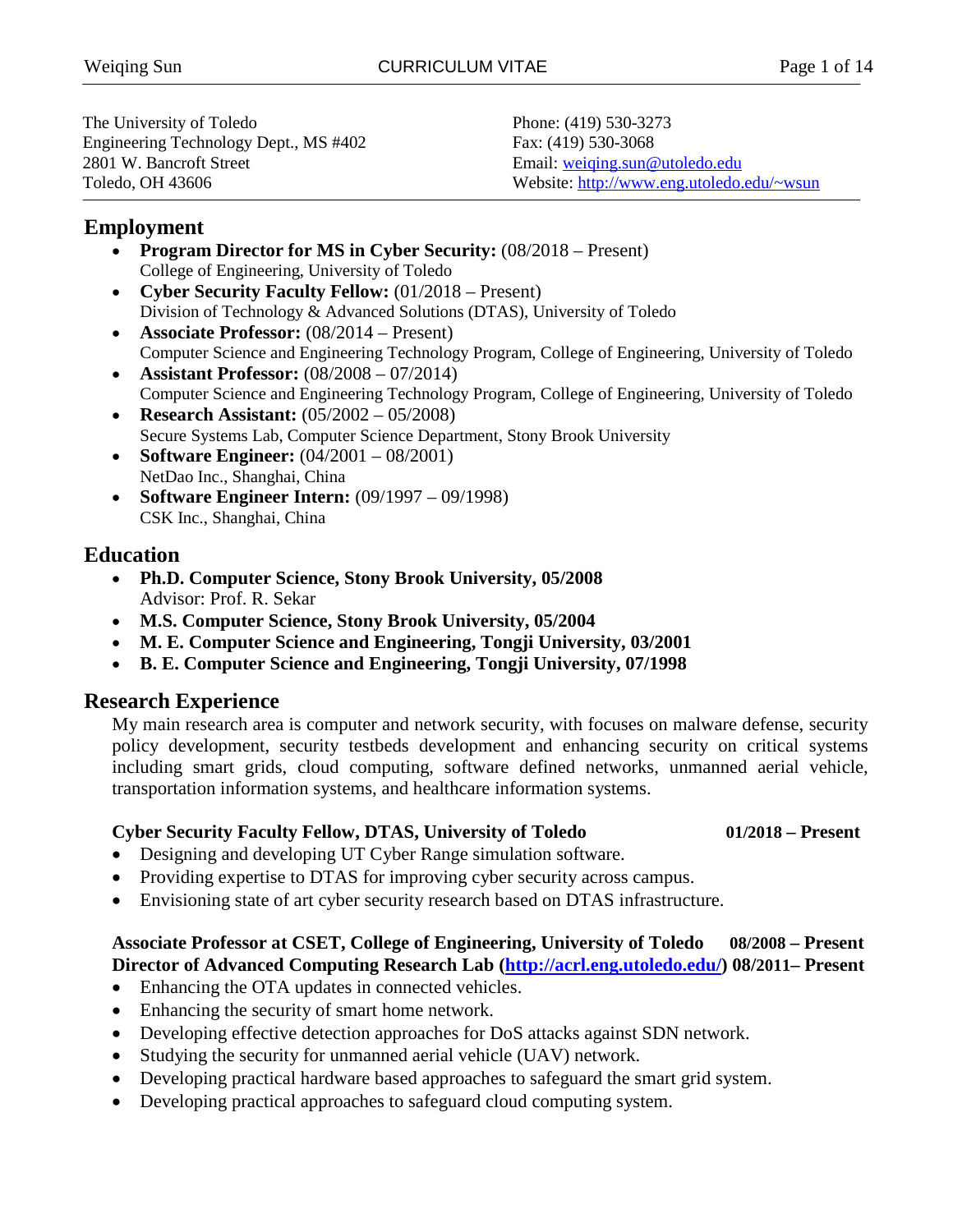The University of Toledo
Engineering Technology Dept., MS #402
2801 W. Bancroft Street
Toledo, OH 43606

Phone: (419) 530-3273
Fax: (419) 530-3068
Email: [weiqing.sun@utoledo.edu](mailto:weiqing.sun@utoledo.edu)
Website: [http://www.eng.utoledo.edu/~wsun](http://www.eng.utoledo.edu/~wsun)

## Employment

- **Program Director for MS in Cyber Security:** (08/2018 – Present)
  College of Engineering, University of Toledo
- **Cyber Security Faculty Fellow:** (01/2018 – Present)
  Division of Technology & Advanced Solutions (DTAS), University of Toledo
- **Associate Professor:** (08/2014 – Present)
  Computer Science and Engineering Technology Program, College of Engineering, University of Toledo
- **Assistant Professor:** (08/2008 – 07/2014)
  Computer Science and Engineering Technology Program, College of Engineering, University of Toledo
- **Research Assistant:** (05/2002 – 05/2008)
  Secure Systems Lab, Computer Science Department, Stony Brook University
- **Software Engineer:** (04/2001 – 08/2001)
  NetDao Inc., Shanghai, China
- **Software Engineer Intern:** (09/1997 – 09/1998)
  CSK Inc., Shanghai, China

## Education

- **Ph.D. Computer Science, Stony Brook University, 05/2008**
  Advisor: Prof. R. Sekar
- **M.S. Computer Science, Stony Brook University, 05/2004**
- **M. E. Computer Science and Engineering, Tongji University, 03/2001**
- **B. E. Computer Science and Engineering, Tongji University, 07/1998**

## Research Experience

My main research area is computer and network security, with focuses on malware defense, security policy development, security testbeds development and enhancing security on critical systems including smart grids, cloud computing, software defined networks, unmanned aerial vehicle, transportation information systems, and healthcare information systems.

**Cyber Security Faculty Fellow, DTAS, University of Toledo** **01/2018 – Present**

- Designing and developing UT Cyber Range simulation software.
- Providing expertise to DTAS for improving cyber security across campus.
- Envisioning state of art cyber security research based on DTAS infrastructure.

**Associate Professor at CSET, College of Engineering, University of Toledo** **08/2008 – Present**
**Director of Advanced Computing Research Lab ([http://acrl.eng.utoledo.edu/](http://acrl.eng.utoledo.edu/)) 08/2011– Present**

- Enhancing the OTA updates in connected vehicles.
- Enhancing the security of smart home network.
- Developing effective detection approaches for DoS attacks against SDN network.
- Studying the security for unmanned aerial vehicle (UAV) network.
- Developing practical hardware based approaches to safeguard the smart grid system.
- Developing practical approaches to safeguard cloud computing system.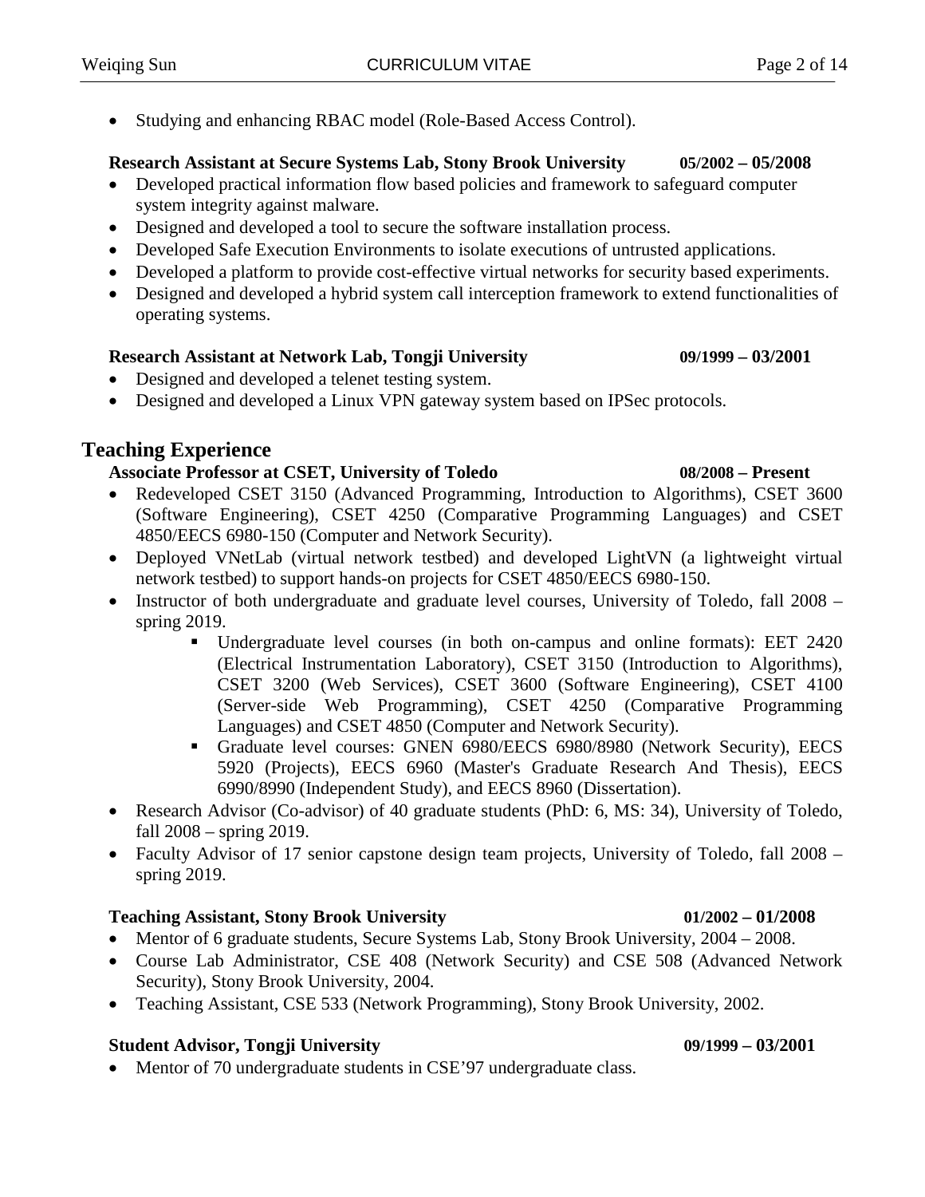- Studying and enhancing RBAC model (Role-Based Access Control).

**Research Assistant at Secure Systems Lab, Stony Brook University** **05/2002 – 05/2008**

- Developed practical information flow based policies and framework to safeguard computer system integrity against malware.
- Designed and developed a tool to secure the software installation process.
- Developed Safe Execution Environments to isolate executions of untrusted applications.
- Developed a platform to provide cost-effective virtual networks for security based experiments.
- Designed and developed a hybrid system call interception framework to extend functionalities of operating systems.

**Research Assistant at Network Lab, Tongji University** **09/1999 – 03/2001**

- Designed and developed a telenet testing system.
- Designed and developed a Linux VPN gateway system based on IPSec protocols.

## Teaching Experience

**Associate Professor at CSET, University of Toledo** **08/2008 – Present**

- Redeveloped CSET 3150 (Advanced Programming, Introduction to Algorithms), CSET 3600 (Software Engineering), CSET 4250 (Comparative Programming Languages) and CSET 4850/EECS 6980-150 (Computer and Network Security).
- Deployed VNetLab (virtual network testbed) and developed LightVN (a lightweight virtual network testbed) to support hands-on projects for CSET 4850/EECS 6980-150.
- Instructor of both undergraduate and graduate level courses, University of Toledo, fall 2008 – spring 2019.
  - Undergraduate level courses (in both on-campus and online formats): EET 2420 (Electrical Instrumentation Laboratory), CSET 3150 (Introduction to Algorithms), CSET 3200 (Web Services), CSET 3600 (Software Engineering), CSET 4100 (Server-side Web Programming), CSET 4250 (Comparative Programming Languages) and CSET 4850 (Computer and Network Security).
  - Graduate level courses: GNEN 6980/EECS 6980/8980 (Network Security), EECS 5920 (Projects), EECS 6960 (Master's Graduate Research And Thesis), EECS 6990/8990 (Independent Study), and EECS 8960 (Dissertation).
- Research Advisor (Co-advisor) of 40 graduate students (PhD: 6, MS: 34), University of Toledo, fall 2008 – spring 2019.
- Faculty Advisor of 17 senior capstone design team projects, University of Toledo, fall 2008 – spring 2019.

**Teaching Assistant, Stony Brook University** **01/2002 – 01/2008**

- Mentor of 6 graduate students, Secure Systems Lab, Stony Brook University, 2004 – 2008.
- Course Lab Administrator, CSE 408 (Network Security) and CSE 508 (Advanced Network Security), Stony Brook University, 2004.
- Teaching Assistant, CSE 533 (Network Programming), Stony Brook University, 2002.

**Student Advisor, Tongji University** **09/1999 – 03/2001**

- Mentor of 70 undergraduate students in CSE'97 undergraduate class.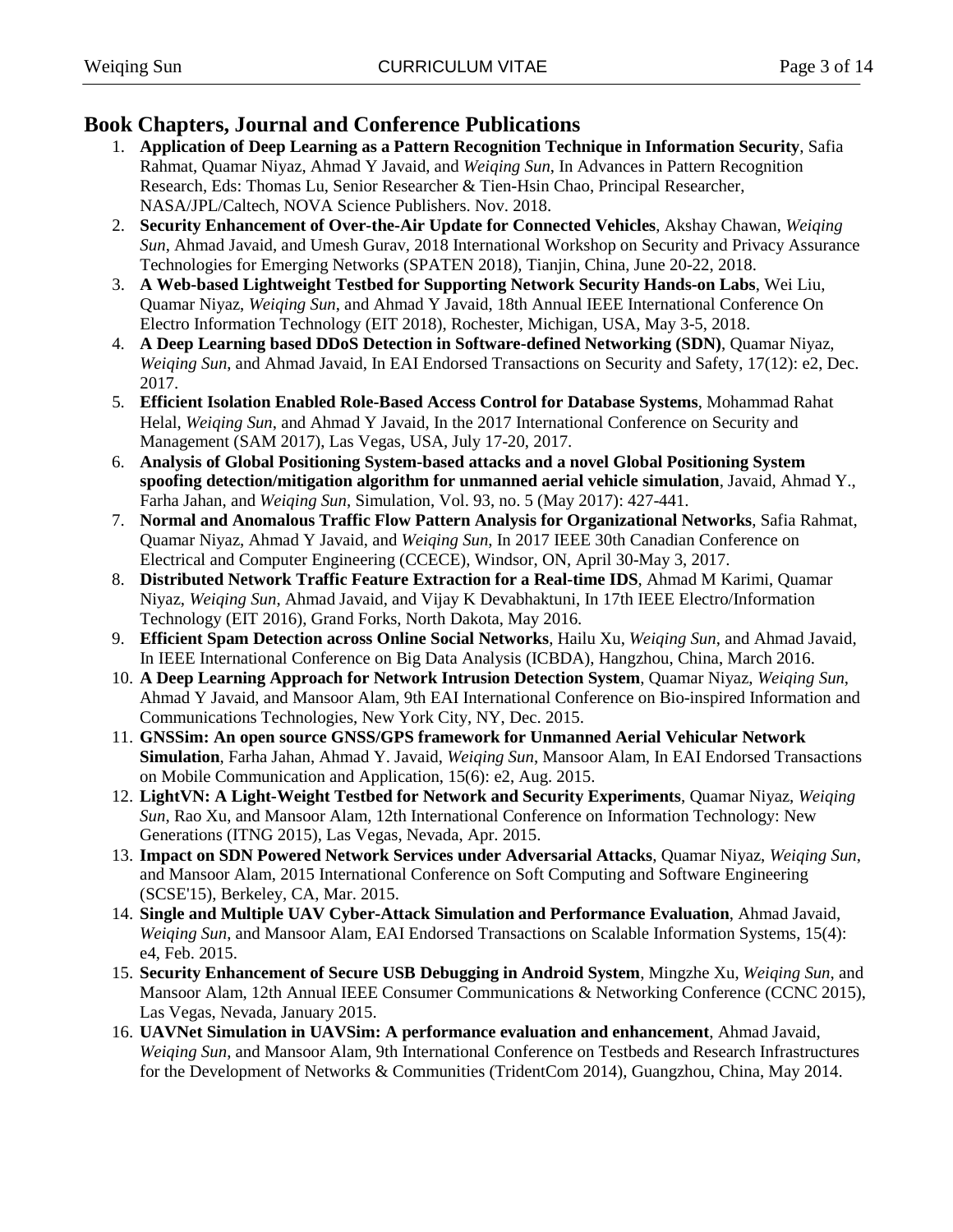## Book Chapters, Journal and Conference Publications

1. **Application of Deep Learning as a Pattern Recognition Technique in Information Security**, Safia Rahmat, Quamar Niyaz, Ahmad Y Javaid, and *Weiqing Sun*, In Advances in Pattern Recognition Research, Eds: Thomas Lu, Senior Researcher & Tien-Hsin Chao, Principal Researcher, NASA/JPL/Caltech, NOVA Science Publishers. Nov. 2018.
2. **Security Enhancement of Over-the-Air Update for Connected Vehicles**, Akshay Chawan, *Weiqing Sun*, Ahmad Javaid, and Umesh Gurav, 2018 International Workshop on Security and Privacy Assurance Technologies for Emerging Networks (SPATEN 2018), Tianjin, China, June 20-22, 2018.
3. **A Web-based Lightweight Testbed for Supporting Network Security Hands-on Labs**, Wei Liu, Quamar Niyaz, *Weiqing Sun*, and Ahmad Y Javaid, 18th Annual IEEE International Conference On Electro Information Technology (EIT 2018), Rochester, Michigan, USA, May 3-5, 2018.
4. **A Deep Learning based DDoS Detection in Software-defined Networking (SDN)**, Quamar Niyaz, *Weiqing Sun*, and Ahmad Javaid, In EAI Endorsed Transactions on Security and Safety, 17(12): e2, Dec. 2017.
5. **Efficient Isolation Enabled Role-Based Access Control for Database Systems**, Mohammad Rahat Helal, *Weiqing Sun*, and Ahmad Y Javaid, In the 2017 International Conference on Security and Management (SAM 2017), Las Vegas, USA, July 17-20, 2017.
6. **Analysis of Global Positioning System-based attacks and a novel Global Positioning System spoofing detection/mitigation algorithm for unmanned aerial vehicle simulation**, Javaid, Ahmad Y., Farha Jahan, and *Weiqing Sun*, Simulation, Vol. 93, no. 5 (May 2017): 427-441.
7. **Normal and Anomalous Traffic Flow Pattern Analysis for Organizational Networks**, Safia Rahmat, Quamar Niyaz, Ahmad Y Javaid, and *Weiqing Sun*, In 2017 IEEE 30th Canadian Conference on Electrical and Computer Engineering (CCECE), Windsor, ON, April 30-May 3, 2017.
8. **Distributed Network Traffic Feature Extraction for a Real-time IDS**, Ahmad M Karimi, Quamar Niyaz, *Weiqing Sun*, Ahmad Javaid, and Vijay K Devabhaktuni, In 17th IEEE Electro/Information Technology (EIT 2016), Grand Forks, North Dakota, May 2016.
9. **Efficient Spam Detection across Online Social Networks**, Hailu Xu, *Weiqing Sun*, and Ahmad Javaid, In IEEE International Conference on Big Data Analysis (ICBDA), Hangzhou, China, March 2016.
10. **A Deep Learning Approach for Network Intrusion Detection System**, Quamar Niyaz, *Weiqing Sun*, Ahmad Y Javaid, and Mansoor Alam, 9th EAI International Conference on Bio-inspired Information and Communications Technologies, New York City, NY, Dec. 2015.
11. **GNSSim: An open source GNSS/GPS framework for Unmanned Aerial Vehicular Network Simulation**, Farha Jahan, Ahmad Y. Javaid, *Weiqing Sun*, Mansoor Alam, In EAI Endorsed Transactions on Mobile Communication and Application, 15(6): e2, Aug. 2015.
12. **LightVN: A Light-Weight Testbed for Network and Security Experiments**, Quamar Niyaz, *Weiqing Sun*, Rao Xu, and Mansoor Alam, 12th International Conference on Information Technology: New Generations (ITNG 2015), Las Vegas, Nevada, Apr. 2015.
13. **Impact on SDN Powered Network Services under Adversarial Attacks**, Quamar Niyaz, *Weiqing Sun*, and Mansoor Alam, 2015 International Conference on Soft Computing and Software Engineering (SCSE'15), Berkeley, CA, Mar. 2015.
14. **Single and Multiple UAV Cyber-Attack Simulation and Performance Evaluation**, Ahmad Javaid, *Weiqing Sun*, and Mansoor Alam, EAI Endorsed Transactions on Scalable Information Systems, 15(4): e4, Feb. 2015.
15. **Security Enhancement of Secure USB Debugging in Android System**, Mingzhe Xu, *Weiqing Sun*, and Mansoor Alam, 12th Annual IEEE Consumer Communications & Networking Conference (CCNC 2015), Las Vegas, Nevada, January 2015.
16. **UAVNet Simulation in UAVSim: A performance evaluation and enhancement**, Ahmad Javaid, *Weiqing Sun*, and Mansoor Alam, 9th International Conference on Testbeds and Research Infrastructures for the Development of Networks & Communities (TridentCom 2014), Guangzhou, China, May 2014.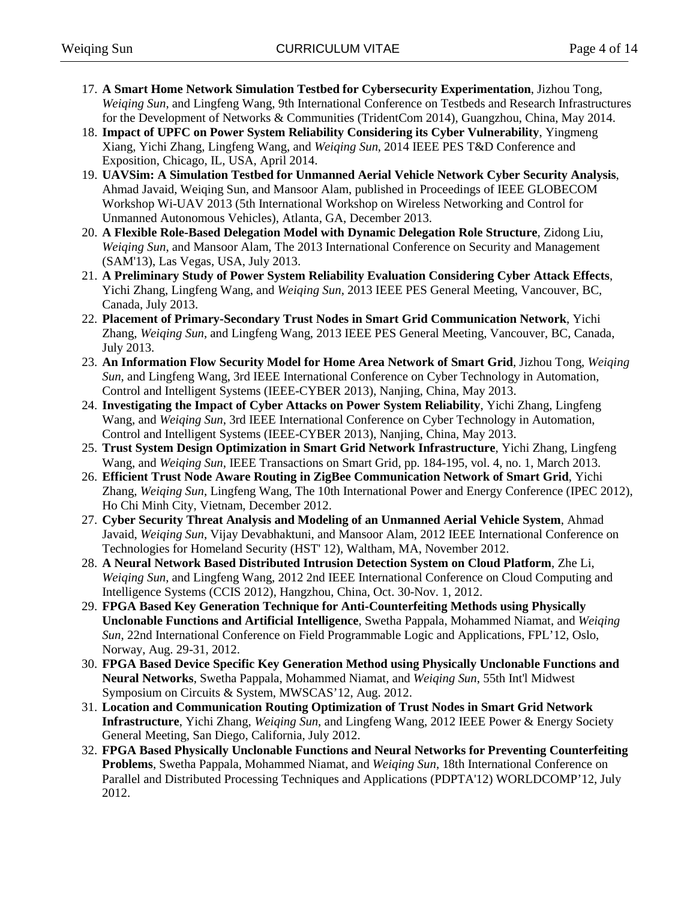17. **A Smart Home Network Simulation Testbed for Cybersecurity Experimentation**, Jizhou Tong, *Weiqing Sun*, and Lingfeng Wang, 9th International Conference on Testbeds and Research Infrastructures for the Development of Networks & Communities (TridentCom 2014), Guangzhou, China, May 2014.
18. **Impact of UPFC on Power System Reliability Considering its Cyber Vulnerability**, Yingmeng Xiang, Yichi Zhang, Lingfeng Wang, and *Weiqing Sun*, 2014 IEEE PES T&D Conference and Exposition, Chicago, IL, USA, April 2014.
19. **UAVSim: A Simulation Testbed for Unmanned Aerial Vehicle Network Cyber Security Analysis**, Ahmad Javaid, Weiqing Sun, and Mansoor Alam, published in Proceedings of IEEE GLOBECOM Workshop Wi-UAV 2013 (5th International Workshop on Wireless Networking and Control for Unmanned Autonomous Vehicles), Atlanta, GA, December 2013.
20. **A Flexible Role-Based Delegation Model with Dynamic Delegation Role Structure**, Zidong Liu, *Weiqing Sun*, and Mansoor Alam, The 2013 International Conference on Security and Management (SAM'13), Las Vegas, USA, July 2013.
21. **A Preliminary Study of Power System Reliability Evaluation Considering Cyber Attack Effects**, Yichi Zhang, Lingfeng Wang, and *Weiqing Sun*, 2013 IEEE PES General Meeting, Vancouver, BC, Canada, July 2013.
22. **Placement of Primary-Secondary Trust Nodes in Smart Grid Communication Network**, Yichi Zhang, *Weiqing Sun*, and Lingfeng Wang, 2013 IEEE PES General Meeting, Vancouver, BC, Canada, July 2013.
23. **An Information Flow Security Model for Home Area Network of Smart Grid**, Jizhou Tong, *Weiqing Sun*, and Lingfeng Wang, 3rd IEEE International Conference on Cyber Technology in Automation, Control and Intelligent Systems (IEEE-CYBER 2013), Nanjing, China, May 2013.
24. **Investigating the Impact of Cyber Attacks on Power System Reliability**, Yichi Zhang, Lingfeng Wang, and *Weiqing Sun*, 3rd IEEE International Conference on Cyber Technology in Automation, Control and Intelligent Systems (IEEE-CYBER 2013), Nanjing, China, May 2013.
25. **Trust System Design Optimization in Smart Grid Network Infrastructure**, Yichi Zhang, Lingfeng Wang, and *Weiqing Sun*, IEEE Transactions on Smart Grid, pp. 184-195, vol. 4, no. 1, March 2013.
26. **Efficient Trust Node Aware Routing in ZigBee Communication Network of Smart Grid**, Yichi Zhang, *Weiqing Sun*, Lingfeng Wang, The 10th International Power and Energy Conference (IPEC 2012), Ho Chi Minh City, Vietnam, December 2012.
27. **Cyber Security Threat Analysis and Modeling of an Unmanned Aerial Vehicle System**, Ahmad Javaid, *Weiqing Sun*, Vijay Devabhaktuni, and Mansoor Alam, 2012 IEEE International Conference on Technologies for Homeland Security (HST' 12), Waltham, MA, November 2012.
28. **A Neural Network Based Distributed Intrusion Detection System on Cloud Platform**, Zhe Li, *Weiqing Sun*, and Lingfeng Wang, 2012 2nd IEEE International Conference on Cloud Computing and Intelligence Systems (CCIS 2012), Hangzhou, China, Oct. 30-Nov. 1, 2012.
29. **FPGA Based Key Generation Technique for Anti-Counterfeiting Methods using Physically Unclonable Functions and Artificial Intelligence**, Swetha Pappala, Mohammed Niamat, and *Weiqing Sun*, 22nd International Conference on Field Programmable Logic and Applications, FPL'12, Oslo, Norway, Aug. 29-31, 2012.
30. **FPGA Based Device Specific Key Generation Method using Physically Unclonable Functions and Neural Networks**, Swetha Pappala, Mohammed Niamat, and *Weiqing Sun*, 55th Int'l Midwest Symposium on Circuits & System, MWSCAS'12, Aug. 2012.
31. **Location and Communication Routing Optimization of Trust Nodes in Smart Grid Network Infrastructure**, Yichi Zhang, *Weiqing Sun*, and Lingfeng Wang, 2012 IEEE Power & Energy Society General Meeting, San Diego, California, July 2012.
32. **FPGA Based Physically Unclonable Functions and Neural Networks for Preventing Counterfeiting Problems**, Swetha Pappala, Mohammed Niamat, and *Weiqing Sun*, 18th International Conference on Parallel and Distributed Processing Techniques and Applications (PDPTA'12) WORLDCOMP'12, July 2012.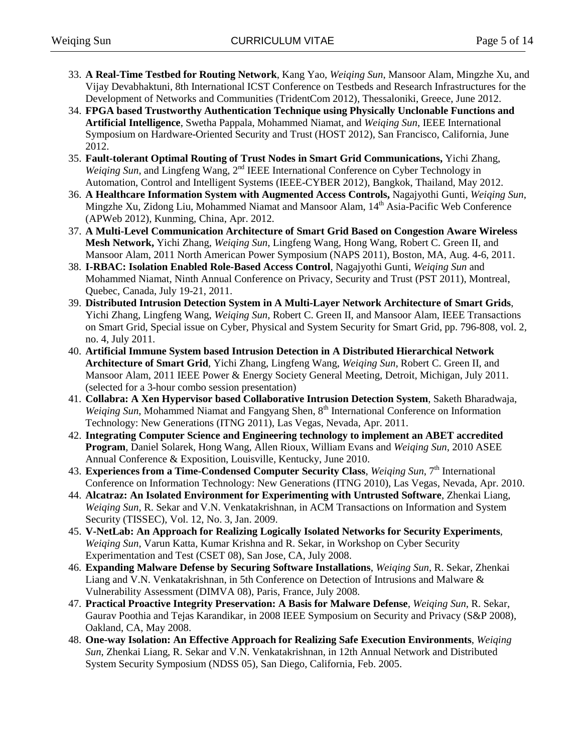33. **A Real-Time Testbed for Routing Network**, Kang Yao, *Weiqing Sun*, Mansoor Alam, Mingzhe Xu, and Vijay Devabhaktuni, 8th International ICST Conference on Testbeds and Research Infrastructures for the Development of Networks and Communities (TridentCom 2012), Thessaloniki, Greece, June 2012.
34. **FPGA based Trustworthy Authentication Technique using Physically Unclonable Functions and Artificial Intelligence**, Swetha Pappala, Mohammed Niamat, and *Weiqing Sun*, IEEE International Symposium on Hardware-Oriented Security and Trust (HOST 2012), San Francisco, California, June 2012.
35. **Fault-tolerant Optimal Routing of Trust Nodes in Smart Grid Communications,** Yichi Zhang, *Weiqing Sun*, and Lingfeng Wang, 2nd IEEE International Conference on Cyber Technology in Automation, Control and Intelligent Systems (IEEE-CYBER 2012), Bangkok, Thailand, May 2012.
36. **A Healthcare Information System with Augmented Access Controls,** Nagajyothi Gunti, *Weiqing Sun*, Mingzhe Xu, Zidong Liu, Mohammed Niamat and Mansoor Alam, 14th Asia-Pacific Web Conference (APWeb 2012), Kunming, China, Apr. 2012.
37. **A Multi-Level Communication Architecture of Smart Grid Based on Congestion Aware Wireless Mesh Network,** Yichi Zhang, *Weiqing Sun*, Lingfeng Wang, Hong Wang, Robert C. Green II, and Mansoor Alam, 2011 North American Power Symposium (NAPS 2011), Boston, MA, Aug. 4-6, 2011.
38. **I-RBAC: Isolation Enabled Role-Based Access Control**, Nagajyothi Gunti, *Weiqing Sun* and Mohammed Niamat, Ninth Annual Conference on Privacy, Security and Trust (PST 2011), Montreal, Quebec, Canada, July 19-21, 2011.
39. **Distributed Intrusion Detection System in A Multi-Layer Network Architecture of Smart Grids**, Yichi Zhang, Lingfeng Wang, *Weiqing Sun*, Robert C. Green II, and Mansoor Alam, IEEE Transactions on Smart Grid, Special issue on Cyber, Physical and System Security for Smart Grid, pp. 796-808, vol. 2, no. 4, July 2011.
40. **Artificial Immune System based Intrusion Detection in A Distributed Hierarchical Network Architecture of Smart Grid**, Yichi Zhang, Lingfeng Wang, *Weiqing Sun*, Robert C. Green II, and Mansoor Alam, 2011 IEEE Power & Energy Society General Meeting, Detroit, Michigan, July 2011. (selected for a 3-hour combo session presentation)
41. **Collabra: A Xen Hypervisor based Collaborative Intrusion Detection System**, Saketh Bharadwaja, *Weiqing Sun*, Mohammed Niamat and Fangyang Shen, 8th International Conference on Information Technology: New Generations (ITNG 2011), Las Vegas, Nevada, Apr. 2011.
42. **Integrating Computer Science and Engineering technology to implement an ABET accredited Program**, Daniel Solarek, Hong Wang, Allen Rioux, William Evans and *Weiqing Sun*, 2010 ASEE Annual Conference & Exposition, Louisville, Kentucky, June 2010.
43. **Experiences from a Time-Condensed Computer Security Class**, *Weiqing Sun*, 7th International Conference on Information Technology: New Generations (ITNG 2010), Las Vegas, Nevada, Apr. 2010.
44. **Alcatraz: An Isolated Environment for Experimenting with Untrusted Software**, Zhenkai Liang, *Weiqing Sun*, R. Sekar and V.N. Venkatakrishnan, in ACM Transactions on Information and System Security (TISSEC), Vol. 12, No. 3, Jan. 2009.
45. **V-NetLab: An Approach for Realizing Logically Isolated Networks for Security Experiments**, *Weiqing Sun*, Varun Katta, Kumar Krishna and R. Sekar, in Workshop on Cyber Security Experimentation and Test (CSET 08), San Jose, CA, July 2008.
46. **Expanding Malware Defense by Securing Software Installations**, *Weiqing Sun*, R. Sekar, Zhenkai Liang and V.N. Venkatakrishnan, in 5th Conference on Detection of Intrusions and Malware & Vulnerability Assessment (DIMVA 08), Paris, France, July 2008.
47. **Practical Proactive Integrity Preservation: A Basis for Malware Defense**, *Weiqing Sun*, R. Sekar, Gaurav Poothia and Tejas Karandikar, in 2008 IEEE Symposium on Security and Privacy (S&P 2008), Oakland, CA, May 2008.
48. **One-way Isolation: An Effective Approach for Realizing Safe Execution Environments**, *Weiqing Sun*, Zhenkai Liang, R. Sekar and V.N. Venkatakrishnan, in 12th Annual Network and Distributed System Security Symposium (NDSS 05), San Diego, California, Feb. 2005.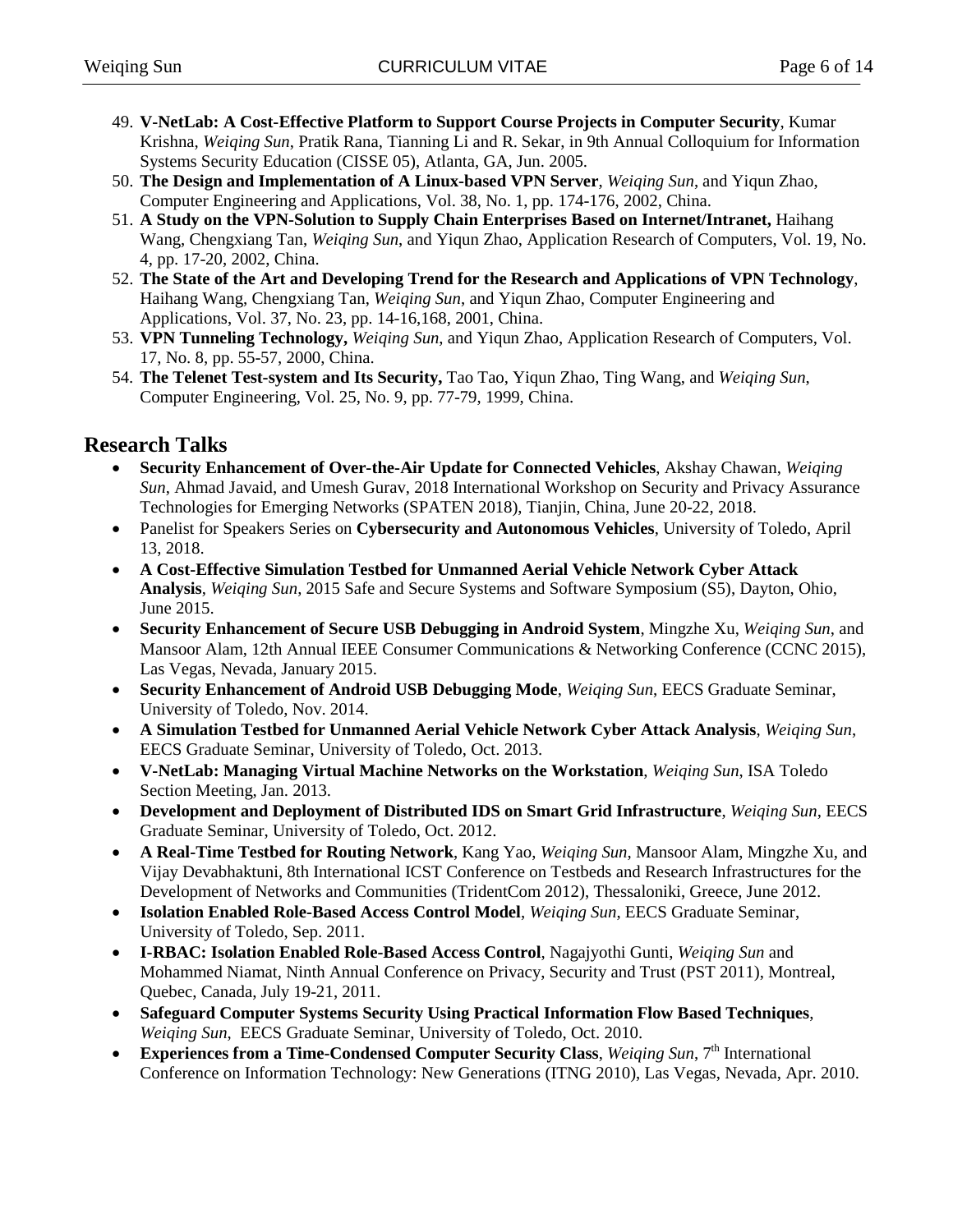49. **V-NetLab: A Cost-Effective Platform to Support Course Projects in Computer Security**, Kumar Krishna, *Weiqing Sun*, Pratik Rana, Tianning Li and R. Sekar, in 9th Annual Colloquium for Information Systems Security Education (CISSE 05), Atlanta, GA, Jun. 2005.
50. **The Design and Implementation of A Linux-based VPN Server**, *Weiqing Sun*, and Yiqun Zhao, Computer Engineering and Applications, Vol. 38, No. 1, pp. 174-176, 2002, China.
51. **A Study on the VPN-Solution to Supply Chain Enterprises Based on Internet/Intranet,** Haihang Wang, Chengxiang Tan, *Weiqing Sun*, and Yiqun Zhao, Application Research of Computers, Vol. 19, No. 4, pp. 17-20, 2002, China.
52. **The State of the Art and Developing Trend for the Research and Applications of VPN Technology**, Haihang Wang, Chengxiang Tan, *Weiqing Sun*, and Yiqun Zhao, Computer Engineering and Applications, Vol. 37, No. 23, pp. 14-16,168, 2001, China.
53. **VPN Tunneling Technology,** *Weiqing Sun*, and Yiqun Zhao, Application Research of Computers, Vol. 17, No. 8, pp. 55-57, 2000, China.
54. **The Telenet Test-system and Its Security,** Tao Tao, Yiqun Zhao, Ting Wang, and *Weiqing Sun*, Computer Engineering, Vol. 25, No. 9, pp. 77-79, 1999, China.

## Research Talks

- **Security Enhancement of Over-the-Air Update for Connected Vehicles**, Akshay Chawan, *Weiqing Sun*, Ahmad Javaid, and Umesh Gurav, 2018 International Workshop on Security and Privacy Assurance Technologies for Emerging Networks (SPATEN 2018), Tianjin, China, June 20-22, 2018.
- Panelist for Speakers Series on **Cybersecurity and Autonomous Vehicles**, University of Toledo, April 13, 2018.
- **A Cost-Effective Simulation Testbed for Unmanned Aerial Vehicle Network Cyber Attack Analysis**, *Weiqing Sun*, 2015 Safe and Secure Systems and Software Symposium (S5), Dayton, Ohio, June 2015.
- **Security Enhancement of Secure USB Debugging in Android System**, Mingzhe Xu, *Weiqing Sun*, and Mansoor Alam, 12th Annual IEEE Consumer Communications & Networking Conference (CCNC 2015), Las Vegas, Nevada, January 2015.
- **Security Enhancement of Android USB Debugging Mode**, *Weiqing Sun*, EECS Graduate Seminar, University of Toledo, Nov. 2014.
- **A Simulation Testbed for Unmanned Aerial Vehicle Network Cyber Attack Analysis**, *Weiqing Sun*, EECS Graduate Seminar, University of Toledo, Oct. 2013.
- **V-NetLab: Managing Virtual Machine Networks on the Workstation**, *Weiqing Sun*, ISA Toledo Section Meeting, Jan. 2013.
- **Development and Deployment of Distributed IDS on Smart Grid Infrastructure**, *Weiqing Sun*, EECS Graduate Seminar, University of Toledo, Oct. 2012.
- **A Real-Time Testbed for Routing Network**, Kang Yao, *Weiqing Sun*, Mansoor Alam, Mingzhe Xu, and Vijay Devabhaktuni, 8th International ICST Conference on Testbeds and Research Infrastructures for the Development of Networks and Communities (TridentCom 2012), Thessaloniki, Greece, June 2012.
- **Isolation Enabled Role-Based Access Control Model**, *Weiqing Sun*, EECS Graduate Seminar, University of Toledo, Sep. 2011.
- **I-RBAC: Isolation Enabled Role-Based Access Control**, Nagajyothi Gunti, *Weiqing Sun* and Mohammed Niamat, Ninth Annual Conference on Privacy, Security and Trust (PST 2011), Montreal, Quebec, Canada, July 19-21, 2011.
- **Safeguard Computer Systems Security Using Practical Information Flow Based Techniques**, *Weiqing Sun*, EECS Graduate Seminar, University of Toledo, Oct. 2010.
- **Experiences from a Time-Condensed Computer Security Class**, *Weiqing Sun*, 7th International Conference on Information Technology: New Generations (ITNG 2010), Las Vegas, Nevada, Apr. 2010.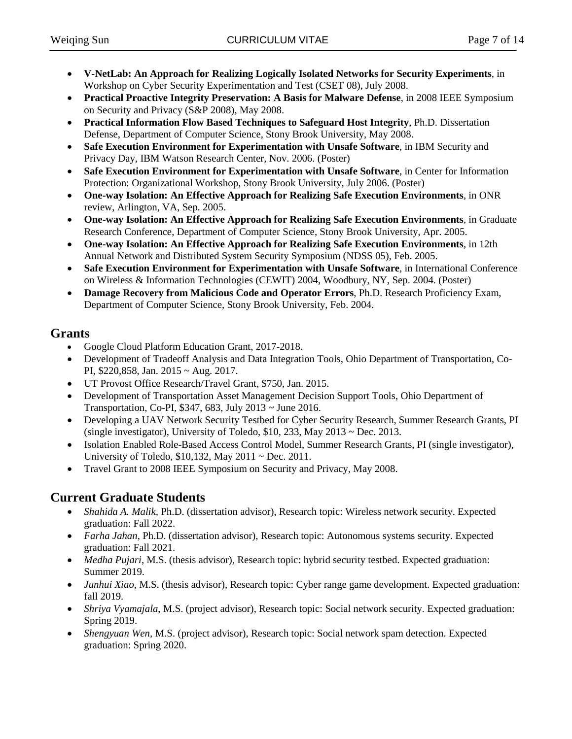- **V-NetLab: An Approach for Realizing Logically Isolated Networks for Security Experiments**, in Workshop on Cyber Security Experimentation and Test (CSET 08), July 2008.
- **Practical Proactive Integrity Preservation: A Basis for Malware Defense**, in 2008 IEEE Symposium on Security and Privacy (S&P 2008), May 2008.
- **Practical Information Flow Based Techniques to Safeguard Host Integrity**, Ph.D. Dissertation Defense, Department of Computer Science, Stony Brook University, May 2008.
- **Safe Execution Environment for Experimentation with Unsafe Software**, in IBM Security and Privacy Day, IBM Watson Research Center, Nov. 2006. (Poster)
- **Safe Execution Environment for Experimentation with Unsafe Software**, in Center for Information Protection: Organizational Workshop, Stony Brook University, July 2006. (Poster)
- **One-way Isolation: An Effective Approach for Realizing Safe Execution Environments**, in ONR review, Arlington, VA, Sep. 2005.
- **One-way Isolation: An Effective Approach for Realizing Safe Execution Environments**, in Graduate Research Conference, Department of Computer Science, Stony Brook University, Apr. 2005.
- **One-way Isolation: An Effective Approach for Realizing Safe Execution Environments**, in 12th Annual Network and Distributed System Security Symposium (NDSS 05), Feb. 2005.
- **Safe Execution Environment for Experimentation with Unsafe Software**, in International Conference on Wireless & Information Technologies (CEWIT) 2004, Woodbury, NY, Sep. 2004. (Poster)
- **Damage Recovery from Malicious Code and Operator Errors**, Ph.D. Research Proficiency Exam, Department of Computer Science, Stony Brook University, Feb. 2004.

## Grants

- Google Cloud Platform Education Grant, 2017-2018.
- Development of Tradeoff Analysis and Data Integration Tools, Ohio Department of Transportation, Co-PI, $220,858, Jan. 2015 ~ Aug. 2017.
- UT Provost Office Research/Travel Grant, $750, Jan. 2015.
- Development of Transportation Asset Management Decision Support Tools, Ohio Department of Transportation, Co-PI, $347, 683, July 2013 ~ June 2016.
- Developing a UAV Network Security Testbed for Cyber Security Research, Summer Research Grants, PI (single investigator), University of Toledo, $10, 233, May 2013 ~ Dec. 2013.
- Isolation Enabled Role-Based Access Control Model, Summer Research Grants, PI (single investigator), University of Toledo, $10,132, May 2011 ~ Dec. 2011.
- Travel Grant to 2008 IEEE Symposium on Security and Privacy, May 2008.

## Current Graduate Students

- *Shahida A. Malik*, Ph.D. (dissertation advisor), Research topic: Wireless network security. Expected graduation: Fall 2022.
- *Farha Jahan*, Ph.D. (dissertation advisor), Research topic: Autonomous systems security. Expected graduation: Fall 2021.
- *Medha Pujari*, M.S. (thesis advisor), Research topic: hybrid security testbed. Expected graduation: Summer 2019.
- *Junhui Xiao*, M.S. (thesis advisor), Research topic: Cyber range game development. Expected graduation: fall 2019.
- *Shriya Vyamajala*, M.S. (project advisor), Research topic: Social network security. Expected graduation: Spring 2019.
- *Shengyuan Wen*, M.S. (project advisor), Research topic: Social network spam detection. Expected graduation: Spring 2020.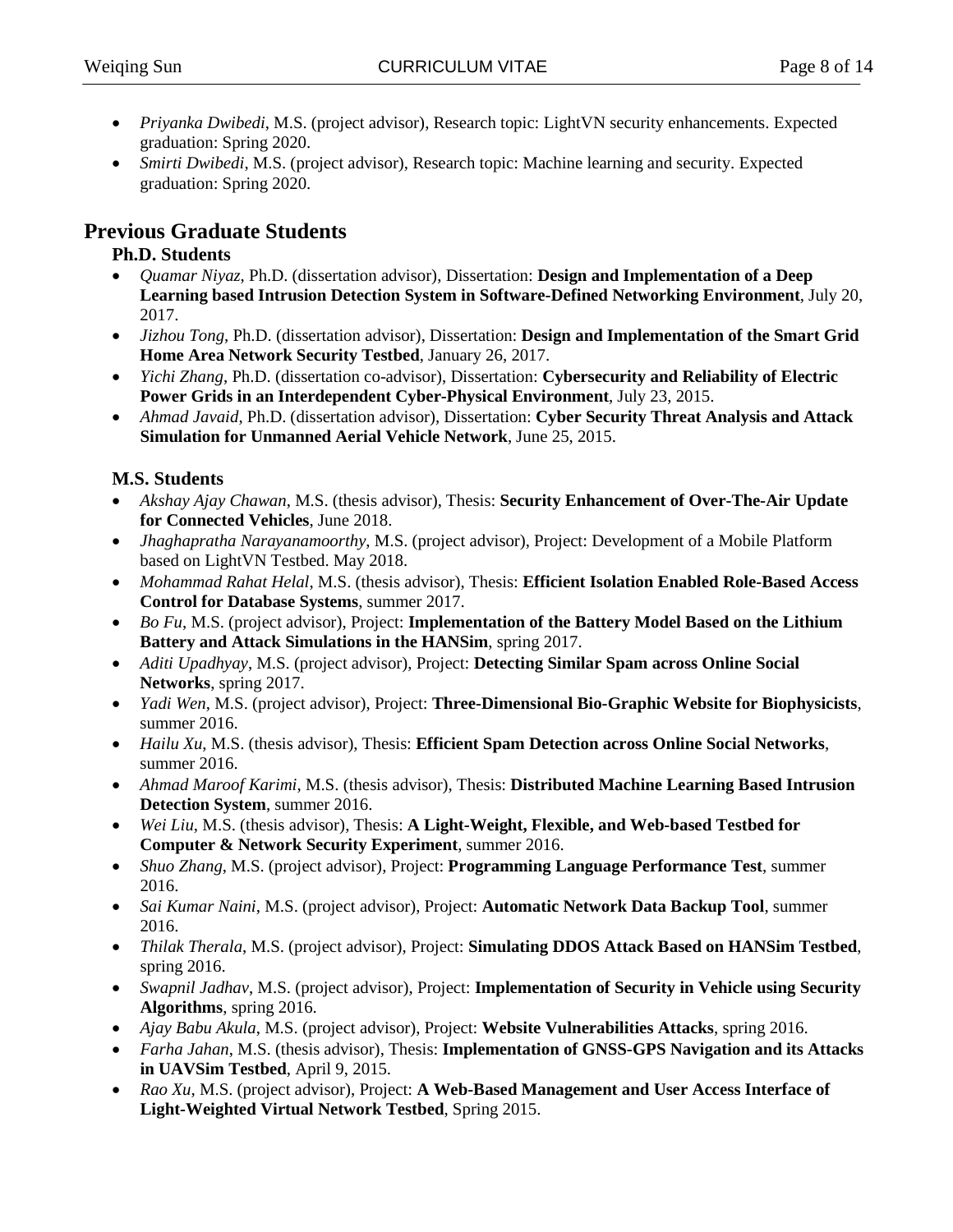- *Priyanka Dwibedi*, M.S. (project advisor), Research topic: LightVN security enhancements. Expected graduation: Spring 2020.
- *Smirti Dwibedi*, M.S. (project advisor), Research topic: Machine learning and security. Expected graduation: Spring 2020.

## Previous Graduate Students

### Ph.D. Students

- *Quamar Niyaz*, Ph.D. (dissertation advisor), Dissertation: **Design and Implementation of a Deep Learning based Intrusion Detection System in Software-Defined Networking Environment**, July 20, 2017.
- *Jizhou Tong*, Ph.D. (dissertation advisor), Dissertation: **Design and Implementation of the Smart Grid Home Area Network Security Testbed**, January 26, 2017.
- *Yichi Zhang*, Ph.D. (dissertation co-advisor), Dissertation: **Cybersecurity and Reliability of Electric Power Grids in an Interdependent Cyber-Physical Environment**, July 23, 2015.
- *Ahmad Javaid*, Ph.D. (dissertation advisor), Dissertation: **Cyber Security Threat Analysis and Attack Simulation for Unmanned Aerial Vehicle Network**, June 25, 2015.

### M.S. Students

- *Akshay Ajay Chawan*, M.S. (thesis advisor), Thesis: **Security Enhancement of Over-The-Air Update for Connected Vehicles**, June 2018.
- *Jhaghapratha Narayanamoorthy*, M.S. (project advisor), Project: Development of a Mobile Platform based on LightVN Testbed. May 2018.
- *Mohammad Rahat Helal*, M.S. (thesis advisor), Thesis: **Efficient Isolation Enabled Role-Based Access Control for Database Systems**, summer 2017.
- *Bo Fu*, M.S. (project advisor), Project: **Implementation of the Battery Model Based on the Lithium Battery and Attack Simulations in the HANSim**, spring 2017.
- *Aditi Upadhyay*, M.S. (project advisor), Project: **Detecting Similar Spam across Online Social Networks**, spring 2017.
- *Yadi Wen*, M.S. (project advisor), Project: **Three-Dimensional Bio-Graphic Website for Biophysicists**, summer 2016.
- *Hailu Xu*, M.S. (thesis advisor), Thesis: **Efficient Spam Detection across Online Social Networks**, summer 2016.
- *Ahmad Maroof Karimi*, M.S. (thesis advisor), Thesis: **Distributed Machine Learning Based Intrusion Detection System**, summer 2016.
- *Wei Liu*, M.S. (thesis advisor), Thesis: **A Light-Weight, Flexible, and Web-based Testbed for Computer & Network Security Experiment**, summer 2016.
- *Shuo Zhang*, M.S. (project advisor), Project: **Programming Language Performance Test**, summer 2016.
- *Sai Kumar Naini*, M.S. (project advisor), Project: **Automatic Network Data Backup Tool**, summer 2016.
- *Thilak Therala*, M.S. (project advisor), Project: **Simulating DDOS Attack Based on HANSim Testbed**, spring 2016.
- *Swapnil Jadhav*, M.S. (project advisor), Project: **Implementation of Security in Vehicle using Security Algorithms**, spring 2016.
- *Ajay Babu Akula*, M.S. (project advisor), Project: **Website Vulnerabilities Attacks**, spring 2016.
- *Farha Jahan*, M.S. (thesis advisor), Thesis: **Implementation of GNSS-GPS Navigation and its Attacks in UAVSim Testbed**, April 9, 2015.
- *Rao Xu*, M.S. (project advisor), Project: **A Web-Based Management and User Access Interface of Light-Weighted Virtual Network Testbed**, Spring 2015.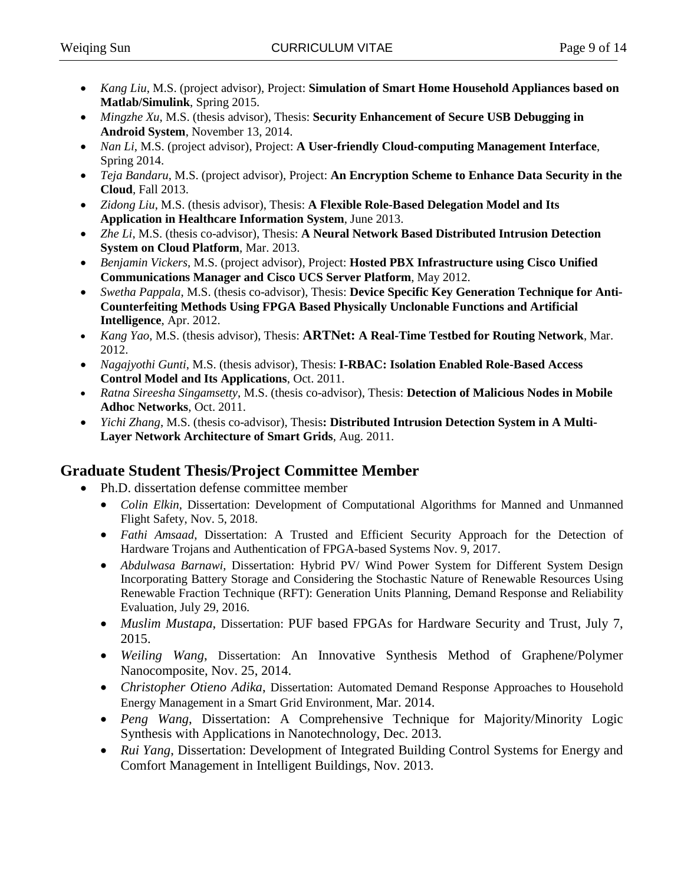- *Kang Liu*, M.S. (project advisor), Project: **Simulation of Smart Home Household Appliances based on Matlab/Simulink**, Spring 2015.
- *Mingzhe Xu*, M.S. (thesis advisor), Thesis: **Security Enhancement of Secure USB Debugging in Android System**, November 13, 2014.
- *Nan Li*, M.S. (project advisor), Project: **A User-friendly Cloud-computing Management Interface**, Spring 2014.
- *Teja Bandaru*, M.S. (project advisor), Project: **An Encryption Scheme to Enhance Data Security in the Cloud**, Fall 2013.
- *Zidong Liu*, M.S. (thesis advisor), Thesis: **A Flexible Role-Based Delegation Model and Its Application in Healthcare Information System**, June 2013.
- *Zhe Li*, M.S. (thesis co-advisor), Thesis: **A Neural Network Based Distributed Intrusion Detection System on Cloud Platform**, Mar. 2013.
- *Benjamin Vickers*, M.S. (project advisor), Project: **Hosted PBX Infrastructure using Cisco Unified Communications Manager and Cisco UCS Server Platform**, May 2012.
- *Swetha Pappala*, M.S. (thesis co-advisor), Thesis: **Device Specific Key Generation Technique for Anti-Counterfeiting Methods Using FPGA Based Physically Unclonable Functions and Artificial Intelligence**, Apr. 2012.
- *Kang Yao*, M.S. (thesis advisor), Thesis: **ARTNet: A Real-Time Testbed for Routing Network**, Mar. 2012.
- *Nagajyothi Gunti*, M.S. (thesis advisor), Thesis: **I-RBAC: Isolation Enabled Role-Based Access Control Model and Its Applications**, Oct. 2011.
- *Ratna Sireesha Singamsetty*, M.S. (thesis co-advisor), Thesis: **Detection of Malicious Nodes in Mobile Adhoc Networks**, Oct. 2011.
- *Yichi Zhang*, M.S. (thesis co-advisor), Thesis**: Distributed Intrusion Detection System in A Multi-Layer Network Architecture of Smart Grids**, Aug. 2011.

## Graduate Student Thesis/Project Committee Member

- Ph.D. dissertation defense committee member
  - *Colin Elkin*, Dissertation: Development of Computational Algorithms for Manned and Unmanned Flight Safety, Nov. 5, 2018.
  - *Fathi Amsaad*, Dissertation: A Trusted and Efficient Security Approach for the Detection of Hardware Trojans and Authentication of FPGA-based Systems Nov. 9, 2017.
  - *Abdulwasa Barnawi*, Dissertation: Hybrid PV/ Wind Power System for Different System Design Incorporating Battery Storage and Considering the Stochastic Nature of Renewable Resources Using Renewable Fraction Technique (RFT): Generation Units Planning, Demand Response and Reliability Evaluation, July 29, 2016.
  - *Muslim Mustapa*, Dissertation: PUF based FPGAs for Hardware Security and Trust, July 7, 2015.
  - *Weiling Wang*, Dissertation: An Innovative Synthesis Method of Graphene/Polymer Nanocomposite, Nov. 25, 2014.
  - *Christopher Otieno Adika*, Dissertation: Automated Demand Response Approaches to Household Energy Management in a Smart Grid Environment, Mar. 2014.
  - *Peng Wang*, Dissertation: A Comprehensive Technique for Majority/Minority Logic Synthesis with Applications in Nanotechnology, Dec. 2013.
  - *Rui Yang*, Dissertation: Development of Integrated Building Control Systems for Energy and Comfort Management in Intelligent Buildings, Nov. 2013.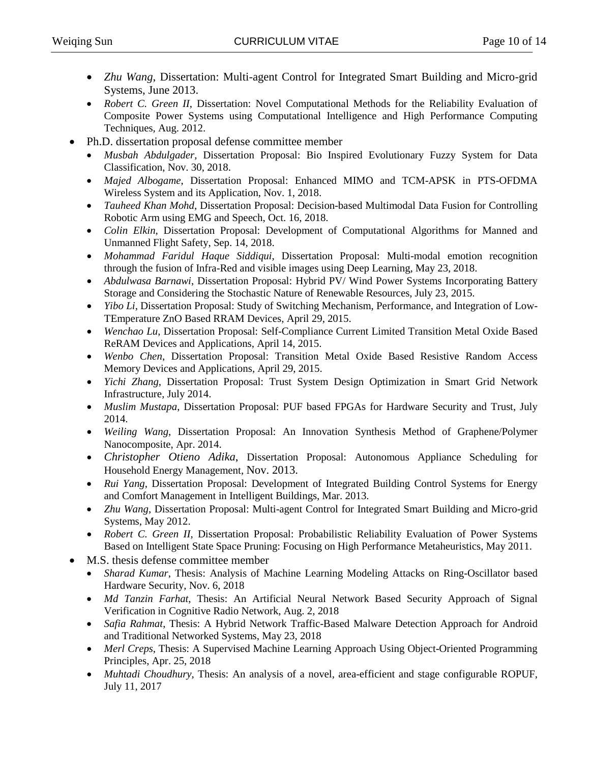- *Zhu Wang*, Dissertation: Multi-agent Control for Integrated Smart Building and Micro-grid Systems, June 2013.
- *Robert C. Green II*, Dissertation: Novel Computational Methods for the Reliability Evaluation of Composite Power Systems using Computational Intelligence and High Performance Computing Techniques, Aug. 2012.

- Ph.D. dissertation proposal defense committee member
  - *Musbah Abdulgader*, Dissertation Proposal: Bio Inspired Evolutionary Fuzzy System for Data Classification, Nov. 30, 2018.
  - *Majed Albogame*, Dissertation Proposal: Enhanced MIMO and TCM-APSK in PTS-OFDMA Wireless System and its Application, Nov. 1, 2018.
  - *Tauheed Khan Mohd*, Dissertation Proposal: Decision-based Multimodal Data Fusion for Controlling Robotic Arm using EMG and Speech, Oct. 16, 2018.
  - *Colin Elkin*, Dissertation Proposal: Development of Computational Algorithms for Manned and Unmanned Flight Safety, Sep. 14, 2018.
  - *Mohammad Faridul Haque Siddiqui*, Dissertation Proposal: Multi-modal emotion recognition through the fusion of Infra-Red and visible images using Deep Learning, May 23, 2018.
  - *Abdulwasa Barnawi*, Dissertation Proposal: Hybrid PV/ Wind Power Systems Incorporating Battery Storage and Considering the Stochastic Nature of Renewable Resources, July 23, 2015.
  - *Yibo Li*, Dissertation Proposal: Study of Switching Mechanism, Performance, and Integration of Low-TEmperature ZnO Based RRAM Devices, April 29, 2015.
  - *Wenchao Lu*, Dissertation Proposal: Self-Compliance Current Limited Transition Metal Oxide Based ReRAM Devices and Applications, April 14, 2015.
  - *Wenbo Chen*, Dissertation Proposal: Transition Metal Oxide Based Resistive Random Access Memory Devices and Applications, April 29, 2015.
  - *Yichi Zhang*, Dissertation Proposal: Trust System Design Optimization in Smart Grid Network Infrastructure, July 2014.
  - *Muslim Mustapa*, Dissertation Proposal: PUF based FPGAs for Hardware Security and Trust, July 2014.
  - *Weiling Wang*, Dissertation Proposal: An Innovation Synthesis Method of Graphene/Polymer Nanocomposite, Apr. 2014.
  - *Christopher Otieno Adika*, Dissertation Proposal: Autonomous Appliance Scheduling for Household Energy Management, Nov. 2013.
  - *Rui Yang*, Dissertation Proposal: Development of Integrated Building Control Systems for Energy and Comfort Management in Intelligent Buildings, Mar. 2013.
  - *Zhu Wang*, Dissertation Proposal: Multi-agent Control for Integrated Smart Building and Micro-grid Systems, May 2012.
  - *Robert C. Green II*, Dissertation Proposal: Probabilistic Reliability Evaluation of Power Systems Based on Intelligent State Space Pruning: Focusing on High Performance Metaheuristics, May 2011.

- M.S. thesis defense committee member
  - *Sharad Kumar*, Thesis: Analysis of Machine Learning Modeling Attacks on Ring-Oscillator based Hardware Security, Nov. 6, 2018
  - *Md Tanzin Farhat*, Thesis: An Artificial Neural Network Based Security Approach of Signal Verification in Cognitive Radio Network, Aug. 2, 2018
  - *Safia Rahmat*, Thesis: A Hybrid Network Traffic-Based Malware Detection Approach for Android and Traditional Networked Systems, May 23, 2018
  - *Merl Creps*, Thesis: A Supervised Machine Learning Approach Using Object-Oriented Programming Principles, Apr. 25, 2018
  - *Muhtadi Choudhury*, Thesis: An analysis of a novel, area-efficient and stage configurable ROPUF, July 11, 2017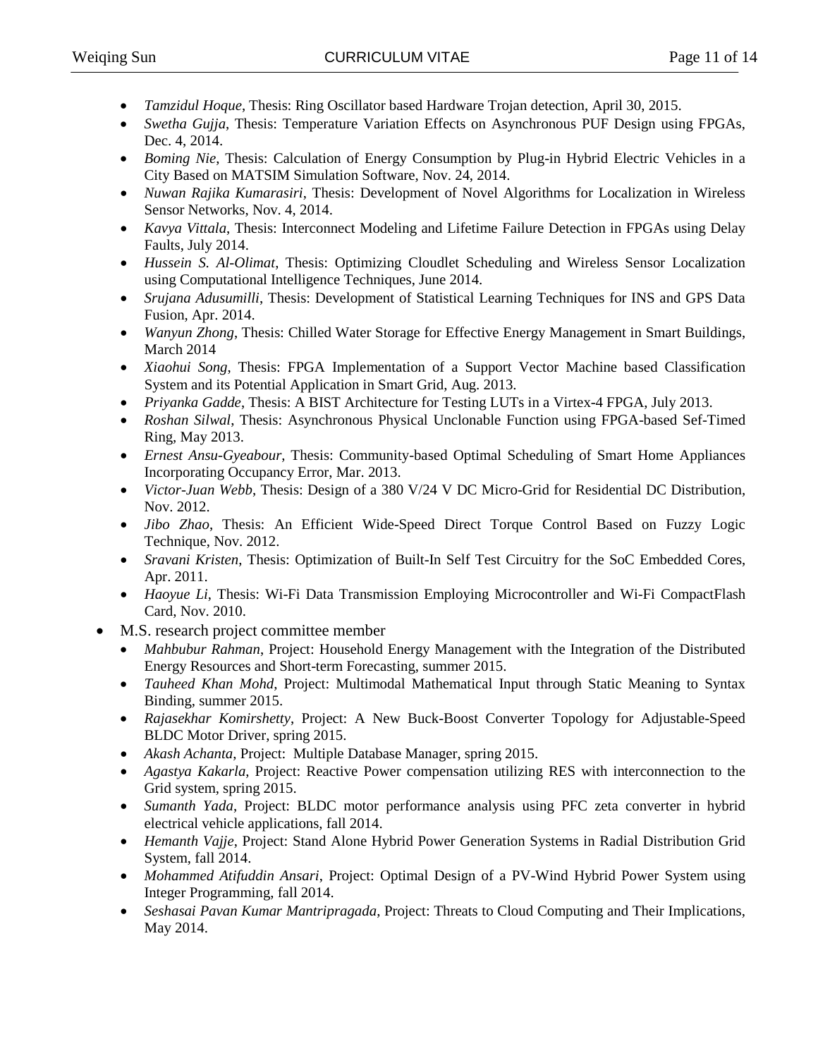- *Tamzidul Hoque*, Thesis: Ring Oscillator based Hardware Trojan detection, April 30, 2015.
- *Swetha Gujja*, Thesis: Temperature Variation Effects on Asynchronous PUF Design using FPGAs, Dec. 4, 2014.
- *Boming Nie*, Thesis: Calculation of Energy Consumption by Plug-in Hybrid Electric Vehicles in a City Based on MATSIM Simulation Software, Nov. 24, 2014.
- *Nuwan Rajika Kumarasiri*, Thesis: Development of Novel Algorithms for Localization in Wireless Sensor Networks, Nov. 4, 2014.
- *Kavya Vittala*, Thesis: Interconnect Modeling and Lifetime Failure Detection in FPGAs using Delay Faults, July 2014.
- *Hussein S. Al-Olimat*, Thesis: Optimizing Cloudlet Scheduling and Wireless Sensor Localization using Computational Intelligence Techniques, June 2014.
- *Srujana Adusumilli*, Thesis: Development of Statistical Learning Techniques for INS and GPS Data Fusion, Apr. 2014.
- *Wanyun Zhong*, Thesis: Chilled Water Storage for Effective Energy Management in Smart Buildings, March 2014
- *Xiaohui Song*, Thesis: FPGA Implementation of a Support Vector Machine based Classification System and its Potential Application in Smart Grid, Aug. 2013.
- *Priyanka Gadde*, Thesis: A BIST Architecture for Testing LUTs in a Virtex-4 FPGA, July 2013.
- *Roshan Silwal*, Thesis: Asynchronous Physical Unclonable Function using FPGA-based Sef-Timed Ring, May 2013.
- *Ernest Ansu-Gyeabour*, Thesis: Community-based Optimal Scheduling of Smart Home Appliances Incorporating Occupancy Error, Mar. 2013.
- *Victor-Juan Webb*, Thesis: Design of a 380 V/24 V DC Micro-Grid for Residential DC Distribution, Nov. 2012.
- *Jibo Zhao*, Thesis: An Efficient Wide-Speed Direct Torque Control Based on Fuzzy Logic Technique, Nov. 2012.
- *Sravani Kristen*, Thesis: Optimization of Built-In Self Test Circuitry for the SoC Embedded Cores, Apr. 2011.
- *Haoyue Li*, Thesis: Wi-Fi Data Transmission Employing Microcontroller and Wi-Fi CompactFlash Card, Nov. 2010.

- M.S. research project committee member
  - *Mahbubur Rahman*, Project: Household Energy Management with the Integration of the Distributed Energy Resources and Short-term Forecasting, summer 2015.
  - *Tauheed Khan Mohd*, Project: Multimodal Mathematical Input through Static Meaning to Syntax Binding, summer 2015.
  - *Rajasekhar Komirshetty*, Project: A New Buck-Boost Converter Topology for Adjustable-Speed BLDC Motor Driver, spring 2015.
  - *Akash Achanta*, Project: Multiple Database Manager, spring 2015.
  - *Agastya Kakarla*, Project: Reactive Power compensation utilizing RES with interconnection to the Grid system, spring 2015.
  - *Sumanth Yada*, Project: BLDC motor performance analysis using PFC zeta converter in hybrid electrical vehicle applications, fall 2014.
  - *Hemanth Vajje*, Project: Stand Alone Hybrid Power Generation Systems in Radial Distribution Grid System, fall 2014.
  - *Mohammed Atifuddin Ansari*, Project: Optimal Design of a PV-Wind Hybrid Power System using Integer Programming, fall 2014.
  - *Seshasai Pavan Kumar Mantripragada*, Project: Threats to Cloud Computing and Their Implications, May 2014.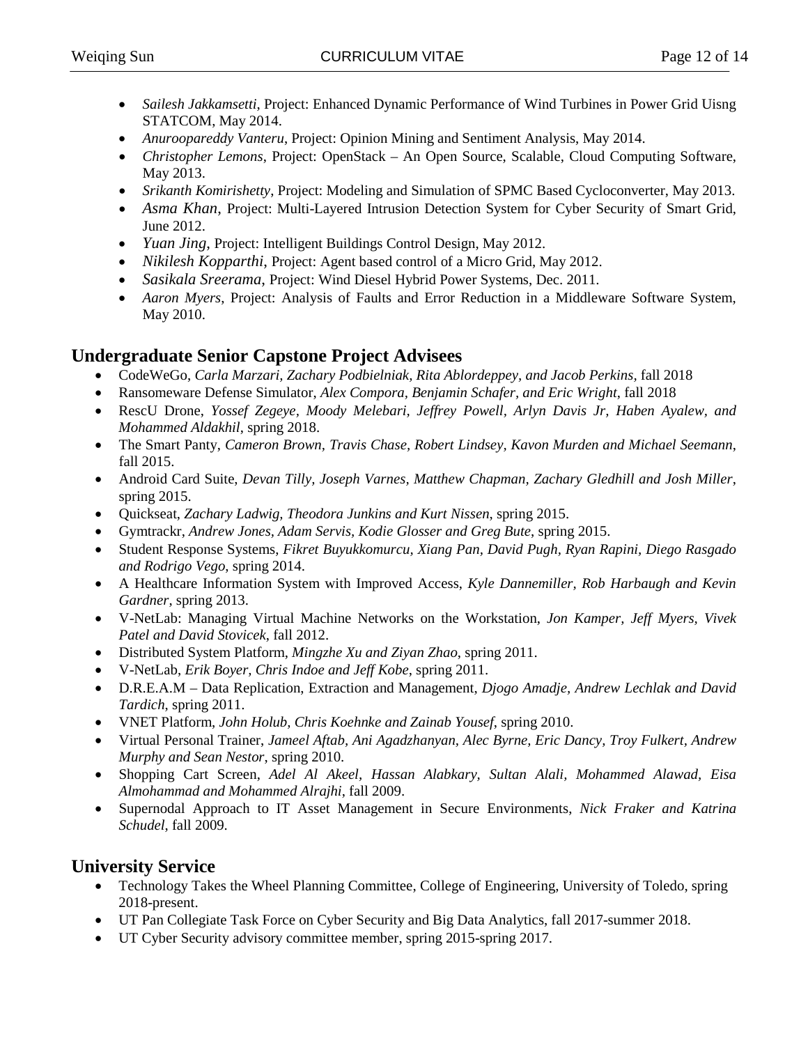- *Sailesh Jakkamsetti*, Project: Enhanced Dynamic Performance of Wind Turbines in Power Grid Uisng STATCOM, May 2014.
- *Anuroopareddy Vanteru*, Project: Opinion Mining and Sentiment Analysis, May 2014.
- *Christopher Lemons*, Project: OpenStack – An Open Source, Scalable, Cloud Computing Software, May 2013.
- *Srikanth Komirishetty*, Project: Modeling and Simulation of SPMC Based Cycloconverter, May 2013.
- *Asma Khan*, Project: Multi-Layered Intrusion Detection System for Cyber Security of Smart Grid, June 2012.
- *Yuan Jing*, Project: Intelligent Buildings Control Design, May 2012.
- *Nikilesh Kopparthi*, Project: Agent based control of a Micro Grid, May 2012.
- *Sasikala Sreerama*, Project: Wind Diesel Hybrid Power Systems, Dec. 2011.
- *Aaron Myers*, Project: Analysis of Faults and Error Reduction in a Middleware Software System, May 2010.

## Undergraduate Senior Capstone Project Advisees

- CodeWeGo, *Carla Marzari, Zachary Podbielniak, Rita Ablordeppey, and Jacob Perkins*, fall 2018
- Ransomeware Defense Simulator, *Alex Compora, Benjamin Schafer, and Eric Wright*, fall 2018
- RescU Drone, *Yossef Zegeye, Moody Melebari, Jeffrey Powell, Arlyn Davis Jr, Haben Ayalew, and Mohammed Aldakhil*, spring 2018.
- The Smart Panty, *Cameron Brown, Travis Chase, Robert Lindsey, Kavon Murden and Michael Seemann*, fall 2015.
- Android Card Suite, *Devan Tilly, Joseph Varnes, Matthew Chapman, Zachary Gledhill and Josh Miller*, spring 2015.
- Quickseat, *Zachary Ladwig, Theodora Junkins and Kurt Nissen*, spring 2015.
- Gymtrackr, *Andrew Jones, Adam Servis, Kodie Glosser and Greg Bute*, spring 2015.
- Student Response Systems, *Fikret Buyukkomurcu, Xiang Pan, David Pugh, Ryan Rapini, Diego Rasgado and Rodrigo Vego*, spring 2014.
- A Healthcare Information System with Improved Access, *Kyle Dannemiller, Rob Harbaugh and Kevin Gardner*, spring 2013.
- V-NetLab: Managing Virtual Machine Networks on the Workstation, *Jon Kamper, Jeff Myers, Vivek Patel and David Stovicek*, fall 2012.
- Distributed System Platform, *Mingzhe Xu and Ziyan Zhao*, spring 2011.
- V-NetLab, *Erik Boyer, Chris Indoe and Jeff Kobe*, spring 2011.
- D.R.E.A.M – Data Replication, Extraction and Management, *Djogo Amadje, Andrew Lechlak and David Tardich*, spring 2011.
- VNET Platform, *John Holub, Chris Koehnke and Zainab Yousef*, spring 2010.
- Virtual Personal Trainer, *Jameel Aftab, Ani Agadzhanyan, Alec Byrne, Eric Dancy, Troy Fulkert, Andrew Murphy and Sean Nestor*, spring 2010.
- Shopping Cart Screen, *Adel Al Akeel, Hassan Alabkary, Sultan Alali, Mohammed Alawad, Eisa Almohammad and Mohammed Alrajhi*, fall 2009.
- Supernodal Approach to IT Asset Management in Secure Environments, *Nick Fraker and Katrina Schudel*, fall 2009.

## University Service

- Technology Takes the Wheel Planning Committee, College of Engineering, University of Toledo, spring 2018-present.
- UT Pan Collegiate Task Force on Cyber Security and Big Data Analytics, fall 2017-summer 2018.
- UT Cyber Security advisory committee member, spring 2015-spring 2017.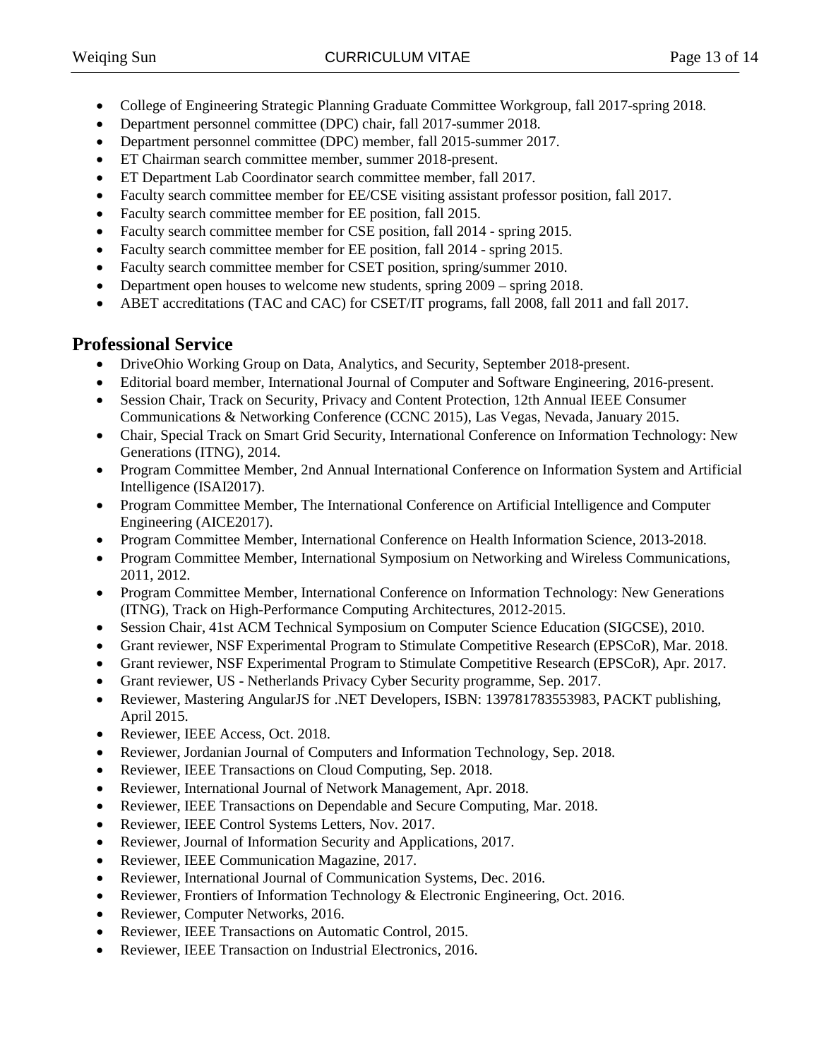- College of Engineering Strategic Planning Graduate Committee Workgroup, fall 2017-spring 2018.
- Department personnel committee (DPC) chair, fall 2017-summer 2018.
- Department personnel committee (DPC) member, fall 2015-summer 2017.
- ET Chairman search committee member, summer 2018-present.
- ET Department Lab Coordinator search committee member, fall 2017.
- Faculty search committee member for EE/CSE visiting assistant professor position, fall 2017.
- Faculty search committee member for EE position, fall 2015.
- Faculty search committee member for CSE position, fall 2014 - spring 2015.
- Faculty search committee member for EE position, fall 2014 - spring 2015.
- Faculty search committee member for CSET position, spring/summer 2010.
- Department open houses to welcome new students, spring 2009 – spring 2018.
- ABET accreditations (TAC and CAC) for CSET/IT programs, fall 2008, fall 2011 and fall 2017.

## Professional Service

- DriveOhio Working Group on Data, Analytics, and Security, September 2018-present.
- Editorial board member, International Journal of Computer and Software Engineering, 2016-present.
- Session Chair, Track on Security, Privacy and Content Protection, 12th Annual IEEE Consumer Communications & Networking Conference (CCNC 2015), Las Vegas, Nevada, January 2015.
- Chair, Special Track on Smart Grid Security, International Conference on Information Technology: New Generations (ITNG), 2014.
- Program Committee Member, 2nd Annual International Conference on Information System and Artificial Intelligence (ISAI2017).
- Program Committee Member, The International Conference on Artificial Intelligence and Computer Engineering (AICE2017).
- Program Committee Member, International Conference on Health Information Science, 2013-2018.
- Program Committee Member, International Symposium on Networking and Wireless Communications, 2011, 2012.
- Program Committee Member, International Conference on Information Technology: New Generations (ITNG), Track on High-Performance Computing Architectures, 2012-2015.
- Session Chair, 41st ACM Technical Symposium on Computer Science Education (SIGCSE), 2010.
- Grant reviewer, NSF Experimental Program to Stimulate Competitive Research (EPSCoR), Mar. 2018.
- Grant reviewer, NSF Experimental Program to Stimulate Competitive Research (EPSCoR), Apr. 2017.
- Grant reviewer, US - Netherlands Privacy Cyber Security programme, Sep. 2017.
- Reviewer, Mastering AngularJS for .NET Developers, ISBN: 139781783553983, PACKT publishing, April 2015.
- Reviewer, IEEE Access, Oct. 2018.
- Reviewer, Jordanian Journal of Computers and Information Technology, Sep. 2018.
- Reviewer, IEEE Transactions on Cloud Computing, Sep. 2018.
- Reviewer, International Journal of Network Management, Apr. 2018.
- Reviewer, IEEE Transactions on Dependable and Secure Computing, Mar. 2018.
- Reviewer, IEEE Control Systems Letters, Nov. 2017.
- Reviewer, Journal of Information Security and Applications, 2017.
- Reviewer, IEEE Communication Magazine, 2017.
- Reviewer, International Journal of Communication Systems, Dec. 2016.
- Reviewer, Frontiers of Information Technology & Electronic Engineering, Oct. 2016.
- Reviewer, Computer Networks, 2016.
- Reviewer, IEEE Transactions on Automatic Control, 2015.
- Reviewer, IEEE Transaction on Industrial Electronics, 2016.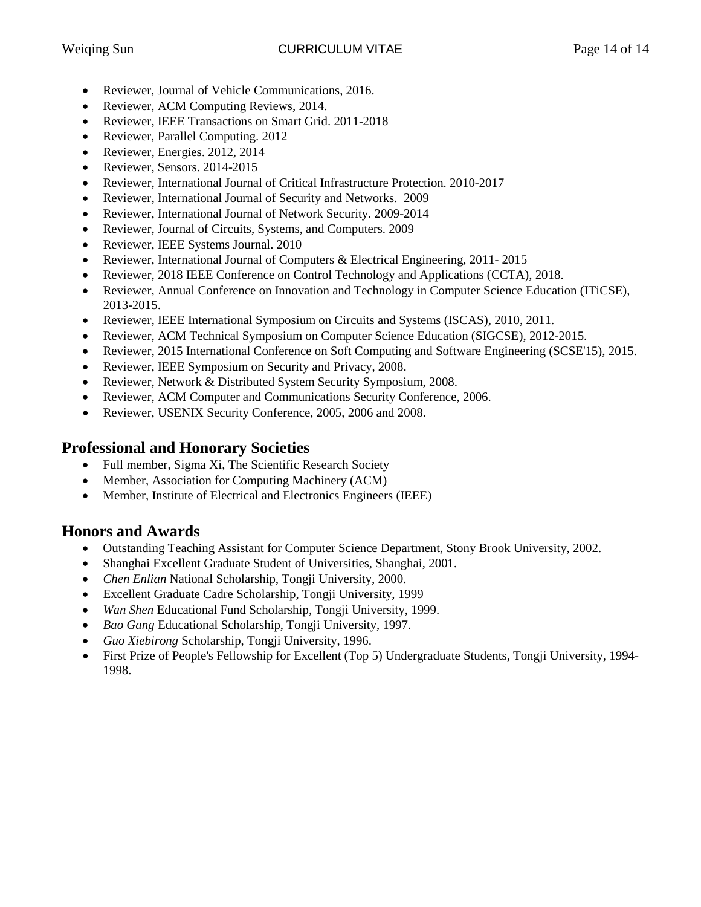- Reviewer, Journal of Vehicle Communications, 2016.
- Reviewer, ACM Computing Reviews, 2014.
- Reviewer, IEEE Transactions on Smart Grid. 2011-2018
- Reviewer, Parallel Computing. 2012
- Reviewer, Energies. 2012, 2014
- Reviewer, Sensors. 2014-2015
- Reviewer, International Journal of Critical Infrastructure Protection. 2010-2017
- Reviewer, International Journal of Security and Networks. 2009
- Reviewer, International Journal of Network Security. 2009-2014
- Reviewer, Journal of Circuits, Systems, and Computers. 2009
- Reviewer, IEEE Systems Journal. 2010
- Reviewer, International Journal of Computers & Electrical Engineering, 2011- 2015
- Reviewer, 2018 IEEE Conference on Control Technology and Applications (CCTA), 2018.
- Reviewer, Annual Conference on Innovation and Technology in Computer Science Education (ITiCSE), 2013-2015.
- Reviewer, IEEE International Symposium on Circuits and Systems (ISCAS), 2010, 2011.
- Reviewer, ACM Technical Symposium on Computer Science Education (SIGCSE), 2012-2015.
- Reviewer, 2015 International Conference on Soft Computing and Software Engineering (SCSE'15), 2015.
- Reviewer, IEEE Symposium on Security and Privacy, 2008.
- Reviewer, Network & Distributed System Security Symposium, 2008.
- Reviewer, ACM Computer and Communications Security Conference, 2006.
- Reviewer, USENIX Security Conference, 2005, 2006 and 2008.

## Professional and Honorary Societies

- Full member, Sigma Xi, The Scientific Research Society
- Member, Association for Computing Machinery (ACM)
- Member, Institute of Electrical and Electronics Engineers (IEEE)

## Honors and Awards

- Outstanding Teaching Assistant for Computer Science Department, Stony Brook University, 2002.
- Shanghai Excellent Graduate Student of Universities, Shanghai, 2001.
- *Chen Enlian* National Scholarship, Tongji University, 2000.
- Excellent Graduate Cadre Scholarship, Tongji University, 1999
- *Wan Shen* Educational Fund Scholarship, Tongji University, 1999.
- *Bao Gang* Educational Scholarship, Tongji University, 1997.
- *Guo Xiebirong* Scholarship, Tongji University, 1996.
- First Prize of People's Fellowship for Excellent (Top 5) Undergraduate Students, Tongji University, 1994-1998.